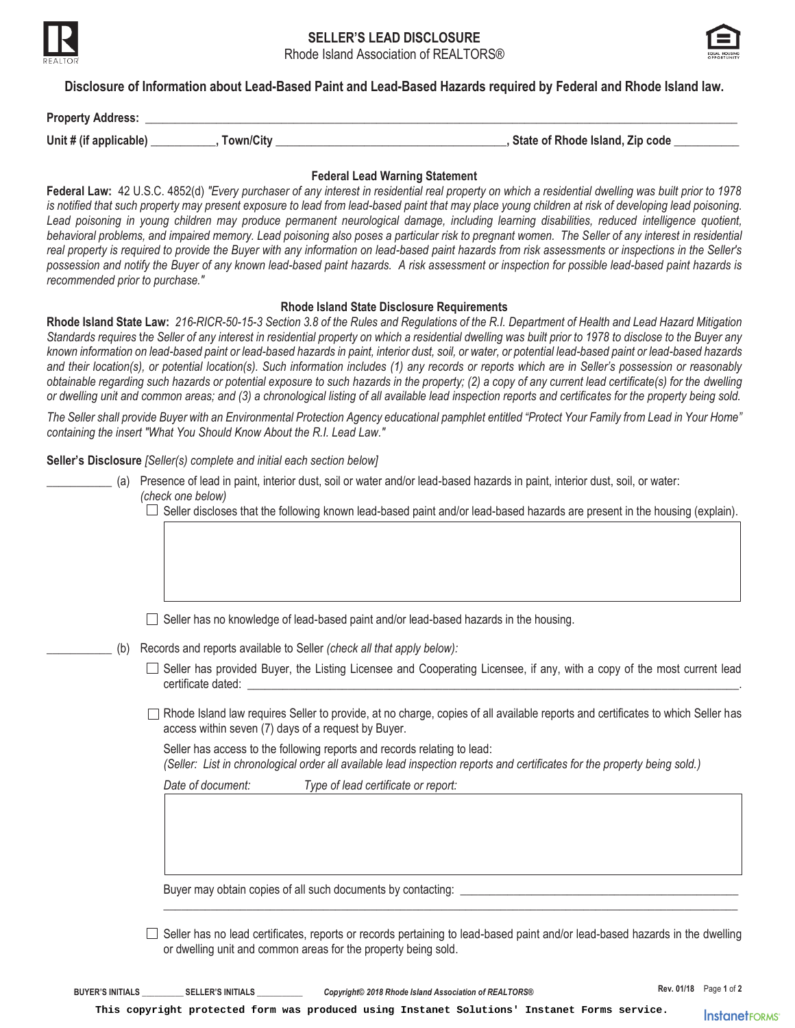# SELLER'S LEAD DISCLOSURE

Rhode Island Association of REALTORS®

## Disclosure of Information about Lead-Based Paint and Lead-Based Hazards required by Federal and Rhode Island law.

**Property Address:** ______________________________________________________________________________

**Unit # (if applicable)** __________, **Town/City** ___________________________________, **State of Rhode Island, Zip code** __________

### Federal Lead Warning Statement

**Federal Law:** 42 U.S.C. 4852(d) *"Every purchaser of any interest in residential real property on which a residential dwelling was built prior to 1978 is notified that such property may present exposure to lead from lead-based paint that may place young children at risk of developing lead poisoning. Lead poisoning in young children may produce permanent neurological damage, including learning disabilities, reduced intelligence quotient, behavioral problems, and impaired memory. Lead poisoning also poses a particular risk to pregnant women. The Seller of any interest in residential real property is required to provide the Buyer with any information on lead-based paint hazards from risk assessments or inspections in the Seller's possession and notify the Buyer of any known lead-based paint hazards. A risk assessment or inspection for possible lead-based paint hazards is recommended prior to purchase."*

### Rhode Island State Disclosure Requirements

**Rhode Island State Law:** *216-RICR-50-15-3 Section 3.8 of the Rules and Regulations of the R.I. Department of Health and Lead Hazard Mitigation Standards requires* the *Seller of any interest in residential property on which a residential dwelling was built prior to 1978 to disclose to the Buyer any known information on lead-based paint or lead-based hazards in paint, interior dust, soil, or water, or potential lead-based paint or lead-based hazards and their location(s), or potential location(s). Such information includes (1) any records or reports which are in Seller's possession or reasonably obtainable regarding such hazards or potential exposure to such hazards in the property; (2) a copy of any current lead certificate(s) for the dwelling or dwelling unit and common areas; and (3) a chronological listing of all available lead inspection reports and certificates for the property being sold.*

*The Seller shall provide Buyer with an Environmental Protection Agency educational pamphlet entitled "Protect Your Family from Lead in Your Home" containing the insert "What You Should Know About the R.I. Lead Law."*

**Seller's Disclosure** *[Seller(s) complete and initial each section below]*

__________ (a) Presence of lead in paint, interior dust, soil or water and/or lead-based hazards in paint, interior dust, soil, or water: *(check one below)*

- ☐ Seller discloses that the following known lead-based paint and/or lead-based hazards are present in the housing (explain).

- ☐ Seller has no knowledge of lead-based paint and/or lead-based hazards in the housing.

__________ (b) Records and reports available to Seller *(check all that apply below):*

- ☐ Seller has provided Buyer, the Listing Licensee and Cooperating Licensee, if any, with a copy of the most current lead certificate dated: ______________________________________________.

- ☐ Rhode Island law requires Seller to provide, at no charge, copies of all available reports and certificates to which Seller has access within seven (7) days of a request by Buyer.

  Seller has access to the following reports and records relating to lead:
  *(Seller: List in chronological order all available lead inspection reports and certificates for the property being sold.)*

  *Date of document:* *Type of lead certificate or report:*

  Buyer may obtain copies of all such documents by contacting: ______________________________________________
  ______________________________________________________________________________

- ☐ Seller has no lead certificates, reports or records pertaining to lead-based paint and/or lead-based hazards in the dwelling or dwelling unit and common areas for the property being sold.

BUYER'S INITIALS __________ SELLER'S INITIALS __________

*Copyright© 2018 Rhode Island Association of REALTORS®* Rev. 01/18

This copyright protected form was produced using Instanet Solutions' Instanet Forms service.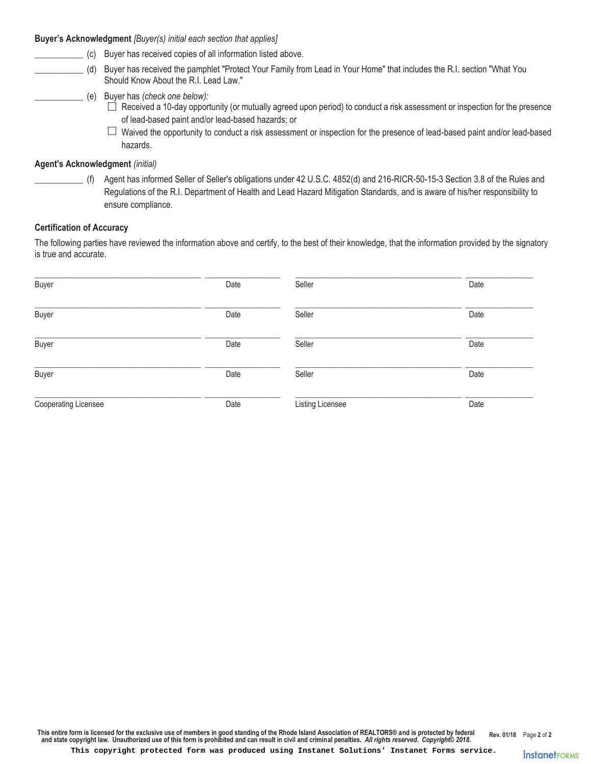**Buyer's Acknowledgment** *[Buyer(s) initial each section that applies]*

___________ (c) Buyer has received copies of all information listed above.

___________ (d) Buyer has received the pamphlet "Protect Your Family from Lead in Your Home" that includes the R.I. section "What You Should Know About the R.I. Lead Law."

___________ (e) Buyer has *(check one below):*

- ☐ Received a 10-day opportunity (or mutually agreed upon period) to conduct a risk assessment or inspection for the presence of lead-based paint and/or lead-based hazards; or
- ☐ Waived the opportunity to conduct a risk assessment or inspection for the presence of lead-based paint and/or lead-based hazards.

**Agent's Acknowledgment** *(initial)*

___________ (f) Agent has informed Seller of Seller's obligations under 42 U.S.C. 4852(d) and 216-RICR-50-15-3 Section 3.8 of the Rules and Regulations of the R.I. Department of Health and Lead Hazard Mitigation Standards, and is aware of his/her responsibility to ensure compliance.

**Certification of Accuracy**

The following parties have reviewed the information above and certify, to the best of their knowledge, that the information provided by the signatory is true and accurate.

| | | | |
|---|---|---|---|
| Buyer | Date | Seller | Date |
| Buyer | Date | Seller | Date |
| Buyer | Date | Seller | Date |
| Buyer | Date | Seller | Date |
| Cooperating Licensee | Date | Listing Licensee | Date |

**This entire form is licensed for the exclusive use of members in good standing of the Rhode Island Association of REALTORS® and is protected by federal and state copyright law. Unauthorized use of this form is prohibited and can result in civil and criminal penalties.** ***All rights reserved. Copyright© 2018.*** **Rev. 01/18**

This copyright protected form was produced using Instanet Solutions' Instanet Forms service.